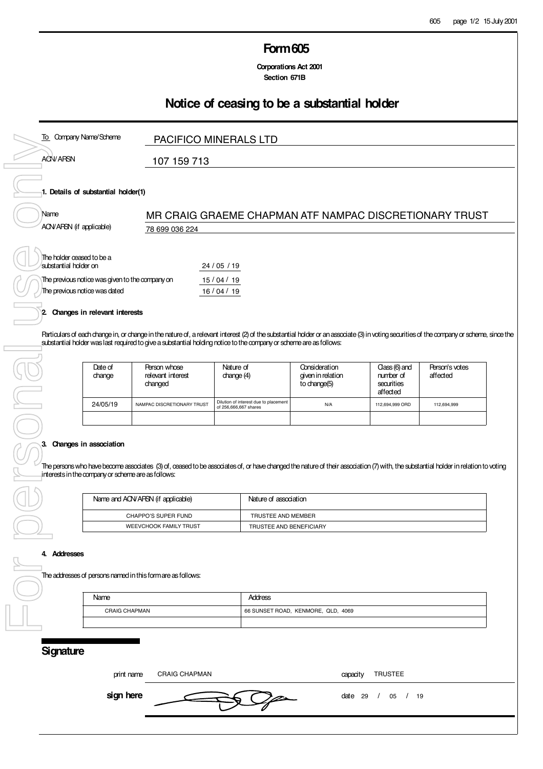# Form 605

**Corporations Act 2001**
**Section 671B**

## Notice of ceasing to be a substantial holder

To Company Name/Scheme: PACIFICO MINERALS LTD

ACN/ARSN: 107 159 713

### 1. Details of substantial holder(1)

Name: MR CRAIG GRAEME CHAPMAN ATF NAMPAC DISCRETIONARY TRUST

ACN/ARSN (if applicable): 78 699 036 224

The holder ceased to be a substantial holder on: 24 / 05 / 19

The previous notice was given to the company on: 15 / 04 / 19

The previous notice was dated: 16 / 04 / 19

### 2. Changes in relevant interests

Particulars of each change in, or change in the nature of, a relevant interest (2) of the substantial holder or an associate (3) in voting securities of the company or scheme, since the substantial holder was last required to give a substantial holding notice to the company or scheme are as follows:

| Date of change | Person whose relevant interest changed | Nature of change (4) | Consideration given in relation to change(5) | Class (6) and number of securities affected | Person's votes affected |
|---|---|---|---|---|---|
| 24/05/19 | NAMPAC DISCRETIONARY TRUST | Dilution of interest due to placement of 256,666,667 shares | N/A | 112,694,999 ORD | 112,694,999 |
| | | | | | |

### 3. Changes in association

The persons who have become associates (3) of, ceased to be associates of, or have changed the nature of their association (7) with, the substantial holder in relation to voting interests in the company or scheme are as follows:

| Name and ACN/ARSN (if applicable) | Nature of association |
|---|---|
| CHAPPO'S SUPER FUND | TRUSTEE AND MEMBER |
| WEEVCHOOK FAMILY TRUST | TRUSTEE AND BENEFICIARY |

### 4. Addresses

The addresses of persons named in this form are as follows:

| Name | Address |
|---|---|
| CRAIG CHAPMAN | 66 SUNSET ROAD, KENMORE, QLD, 4069 |
| | |

## Signature

print name: CRAIG CHAPMAN

capacity: TRUSTEE

sign here

date: 29 / 05 / 19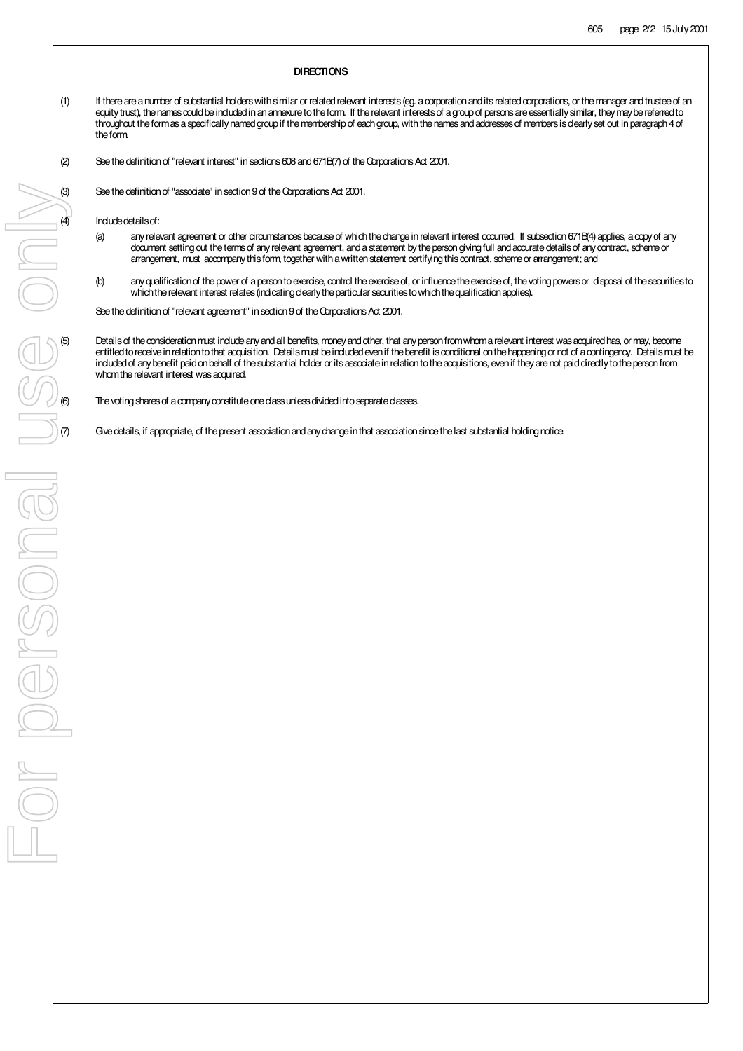## DIRECTIONS

(1) If there are a number of substantial holders with similar or related relevant interests (eg. a corporation and its related corporations, or the manager and trustee of an equity trust), the names could be included in an annexure to the form. If the relevant interests of a group of persons are essentially similar, they may be referred to throughout the form as a specifically named group if the membership of each group, with the names and addresses of members is clearly set out in paragraph 4 of the form.

(2) See the definition of "relevant interest" in sections 608 and 671B(7) of the Corporations Act 2001.

(3) See the definition of "associate" in section 9 of the Corporations Act 2001.

(4) Include details of:

(a) any relevant agreement or other circumstances because of which the change in relevant interest occurred. If subsection 671B(4) applies, a copy of any document setting out the terms of any relevant agreement, and a statement by the person giving full and accurate details of any contract, scheme or arrangement, must accompany this form, together with a written statement certifying this contract, scheme or arrangement; and

(b) any qualification of the power of a person to exercise, control the exercise of, or influence the exercise of, the voting powers or disposal of the securities to which the relevant interest relates (indicating clearly the particular securities to which the qualification applies).

See the definition of "relevant agreement" in section 9 of the Corporations Act 2001.

(5) Details of the consideration must include any and all benefits, money and other, that any person from whom a relevant interest was acquired has, or may, become entitled to receive in relation to that acquisition. Details must be included even if the benefit is conditional on the happening or not of a contingency. Details must be included of any benefit paid on behalf of the substantial holder or its associate in relation to the acquisitions, even if they are not paid directly to the person from whom the relevant interest was acquired.

(6) The voting shares of a company constitute one class unless divided into separate classes.

(7) Give details, if appropriate, of the present association and any change in that association since the last substantial holding notice.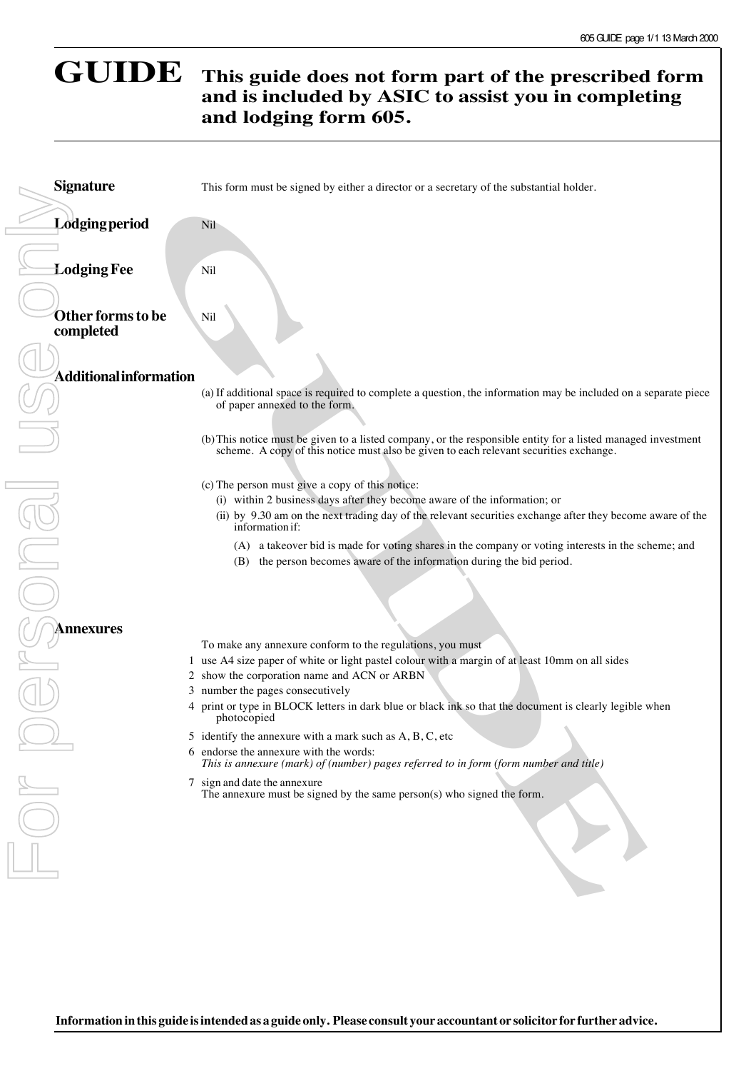# GUIDE

**This guide does not form part of the prescribed form and is included by ASIC to assist you in completing and lodging form 605.**

**Signature**

This form must be signed by either a director or a secretary of the substantial holder.

**Lodging period**

Nil

**Lodging Fee**

Nil

**Other forms to be completed**

Nil

**Additional information**

(a) If additional space is required to complete a question, the information may be included on a separate piece of paper annexed to the form.

(b) This notice must be given to a listed company, or the responsible entity for a listed managed investment scheme. A copy of this notice must also be given to each relevant securities exchange.

(c) The person must give a copy of this notice:
  - (i) within 2 business days after they become aware of the information; or
  - (ii) by 9.30 am on the next trading day of the relevant securities exchange after they become aware of the information if:
    - (A) a takeover bid is made for voting shares in the company or voting interests in the scheme; and
    - (B) the person becomes aware of the information during the bid period.

**Annexures**

To make any annexure conform to the regulations, you must

1. use A4 size paper of white or light pastel colour with a margin of at least 10mm on all sides
2. show the corporation name and ACN or ARBN
3. number the pages consecutively
4. print or type in BLOCK letters in dark blue or black ink so that the document is clearly legible when photocopied
5. identify the annexure with a mark such as A, B, C, etc
6. endorse the annexure with the words:
   *This is annexure (mark) of (number) pages referred to in form (form number and title)*
7. sign and date the annexure
   The annexure must be signed by the same person(s) who signed the form.

**Information in this guide is intended as a guide only. Please consult your accountant or solicitor for further advice.**